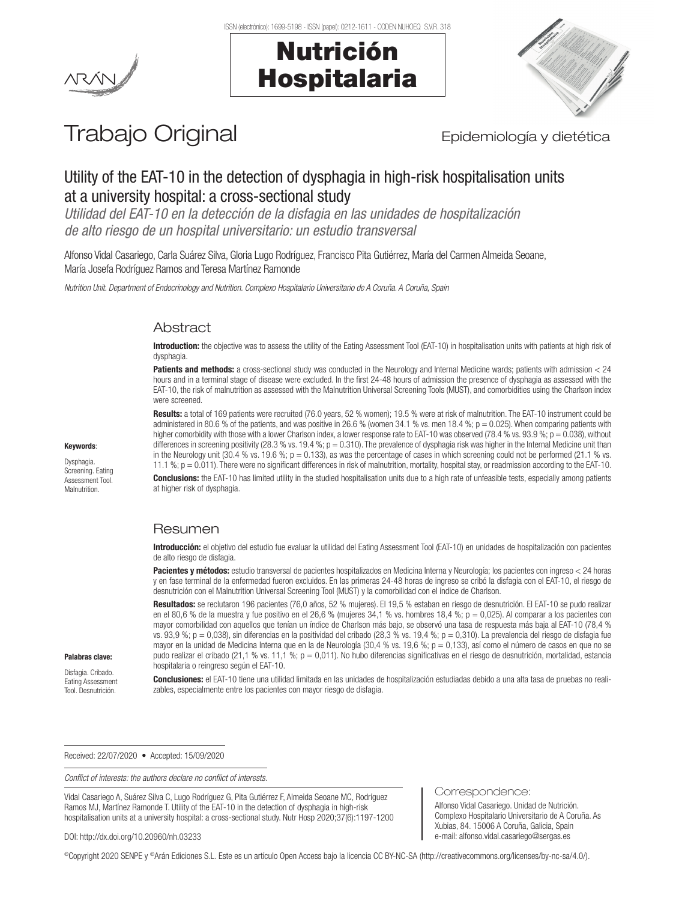Trabajo Original

Epidemiología y dietética

# Utility of the EAT-10 in the detection of dysphagia in high-risk hospitalisation units at a university hospital: a cross-sectional study

*Utilidad del EAT-10 en la detección de la disfagia en las unidades de hospitalización de alto riesgo de un hospital universitario: un estudio transversal*

Alfonso Vidal Casariego, Carla Suárez Silva, Gloria Lugo Rodríguez, Francisco Pita Gutiérrez, María del Carmen Almeida Seoane, María Josefa Rodríguez Ramos and Teresa Martínez Ramonde

*Nutrition Unit. Department of Endocrinology and Nutrition. Complexo Hospitalario Universitario de A Coruña. A Coruña, Spain*

## Abstract

**Introduction:** the objective was to assess the utility of the Eating Assessment Tool (EAT-10) in hospitalisation units with patients at high risk of dysphagia.

**Patients and methods:** a cross-sectional study was conducted in the Neurology and Internal Medicine wards; patients with admission < 24 hours and in a terminal stage of disease were excluded. In the first 24-48 hours of admission the presence of dysphagia as assessed with the EAT-10, the risk of malnutrition as assessed with the Malnutrition Universal Screening Tools (MUST), and comorbidities using the Charlson index were screened.

**Results:** a total of 169 patients were recruited (76.0 years, 52 % women); 19.5 % were at risk of malnutrition. The EAT-10 instrument could be administered in 80.6 % of the patients, and was positive in 26.6 % (women 34.1 % vs. men 18.4 %; p = 0.025). When comparing patients with higher comorbidity with those with a lower Charlson index, a lower response rate to EAT-10 was observed (78.4 % vs. 93.9 %; p = 0.038), without differences in screening positivity (28.3 % vs. 19.4 %; p = 0.310). The prevalence of dysphagia risk was higher in the Internal Medicine unit than in the Neurology unit (30.4 % vs. 19.6 %; p = 0.133), as was the percentage of cases in which screening could not be performed (21.1 % vs. 11.1 %; p = 0.011). There were no significant differences in risk of malnutrition, mortality, hospital stay, or readmission according to the EAT-10.

**Conclusions:** the EAT-10 has limited utility in the studied hospitalisation units due to a high rate of unfeasible tests, especially among patients at higher risk of dysphagia.

**Keywords**:

Dysphagia. Screening. Eating Assessment Tool. Malnutrition.

## Resumen

**Introducción:** el objetivo del estudio fue evaluar la utilidad del Eating Assessment Tool (EAT-10) en unidades de hospitalización con pacientes de alto riesgo de disfagia.

**Pacientes y métodos:** estudio transversal de pacientes hospitalizados en Medicina Interna y Neurología; los pacientes con ingreso < 24 horas y en fase terminal de la enfermedad fueron excluidos. En las primeras 24-48 horas de ingreso se cribó la disfagia con el EAT-10, el riesgo de desnutrición con el Malnutrition Universal Screening Tool (MUST) y la comorbilidad con el índice de Charlson.

**Resultados:** se reclutaron 196 pacientes (76,0 años, 52 % mujeres). El 19,5 % estaban en riesgo de desnutrición. El EAT-10 se pudo realizar en el 80,6 % de la muestra y fue positivo en el 26,6 % (mujeres 34,1 % vs. hombres 18,4 %; p = 0,025). Al comparar a los pacientes con mayor comorbilidad con aquellos que tenían un índice de Charlson más bajo, se observó una tasa de respuesta más baja al EAT-10 (78,4 % vs. 93,9 %; p = 0,038), sin diferencias en la positividad del cribado (28,3 % vs. 19,4 %; p = 0,310). La prevalencia del riesgo de disfagia fue mayor en la unidad de Medicina Interna que en la de Neurología (30,4 % vs. 19,6 %; p = 0,133), así como el número de casos en que no se pudo realizar el cribado (21,1 % vs. 11,1 %; p = 0,011). No hubo diferencias significativas en el riesgo de desnutrición, mortalidad, estancia hospitalaria o reingreso según el EAT-10.

**Conclusiones:** el EAT-10 tiene una utilidad limitada en las unidades de hospitalización estudiadas debido a una alta tasa de pruebas no realizables, especialmente entre los pacientes con mayor riesgo de disfagia.

**Palabras clave:**

Disfagia. Cribado. Eating Assessment Tool. Desnutrición.

Received: 22/07/2020 • Accepted: 15/09/2020

*Conflict of interests: the authors declare no conflict of interests.*

Vidal Casariego A, Suárez Silva C, Lugo Rodríguez G, Pita Gutiérrez F, Almeida Seoane MC, Rodríguez Ramos MJ, Martínez Ramonde T. Utility of the EAT-10 in the detection of dysphagia in high-risk hospitalisation units at a university hospital: a cross-sectional study. Nutr Hosp 2020;37(6):1197-1200

DOI: http://dx.doi.org/10.20960/nh.03233

Correspondence:

Alfonso Vidal Casariego. Unidad de Nutrición. Complexo Hospitalario Universitario de A Coruña. As Xubias, 84. 15006 A Coruña, Galicia, Spain
e-mail: alfonso.vidal.casariego@sergas.es

©Copyright 2020 SENPE y ©Arán Ediciones S.L. Este es un artículo Open Access bajo la licencia CC BY-NC-SA (http://creativecommons.org/licenses/by-nc-sa/4.0/).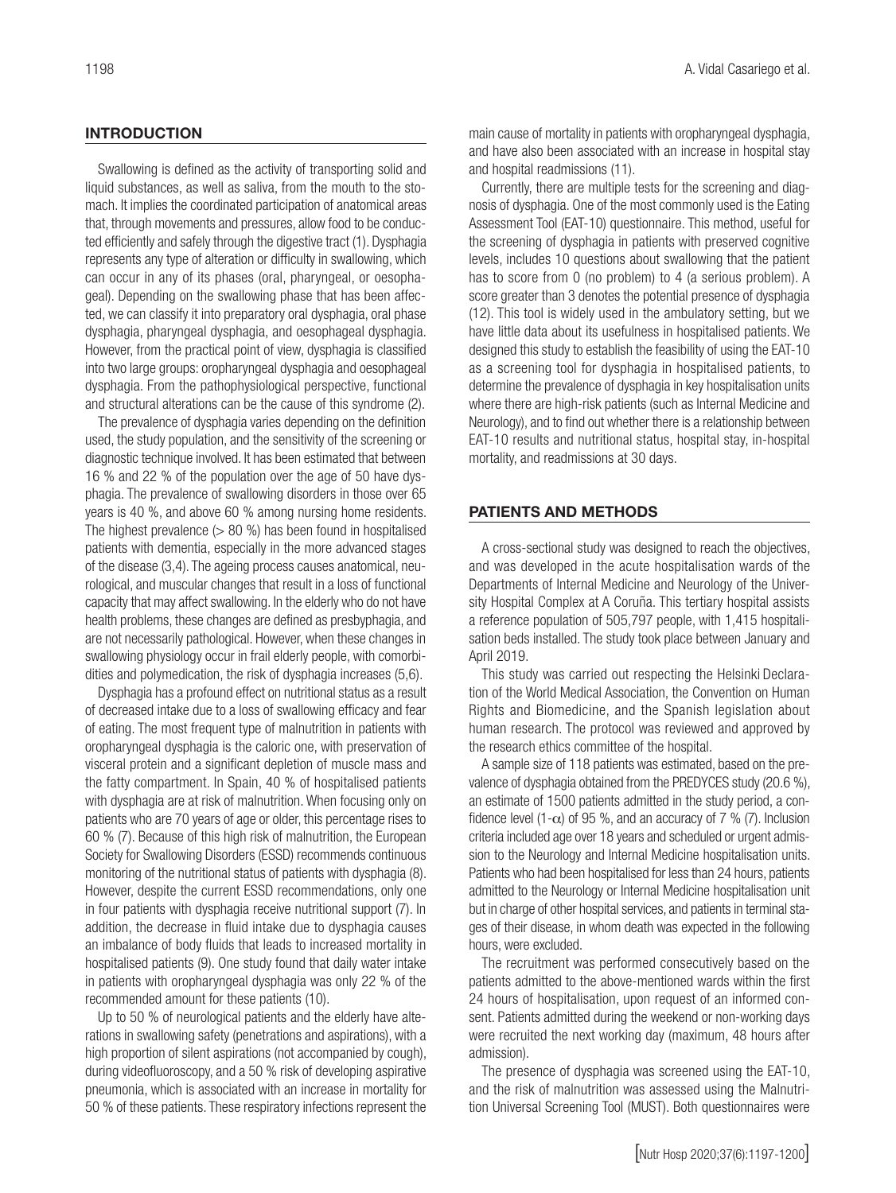## INTRODUCTION

Swallowing is defined as the activity of transporting solid and liquid substances, as well as saliva, from the mouth to the stomach. It implies the coordinated participation of anatomical areas that, through movements and pressures, allow food to be conducted efficiently and safely through the digestive tract (1). Dysphagia represents any type of alteration or difficulty in swallowing, which can occur in any of its phases (oral, pharyngeal, or oesophageal). Depending on the swallowing phase that has been affected, we can classify it into preparatory oral dysphagia, oral phase dysphagia, pharyngeal dysphagia, and oesophageal dysphagia. However, from the practical point of view, dysphagia is classified into two large groups: oropharyngeal dysphagia and oesophageal dysphagia. From the pathophysiological perspective, functional and structural alterations can be the cause of this syndrome (2).

The prevalence of dysphagia varies depending on the definition used, the study population, and the sensitivity of the screening or diagnostic technique involved. It has been estimated that between 16 % and 22 % of the population over the age of 50 have dysphagia. The prevalence of swallowing disorders in those over 65 years is 40 %, and above 60 % among nursing home residents. The highest prevalence (> 80 %) has been found in hospitalised patients with dementia, especially in the more advanced stages of the disease (3,4). The ageing process causes anatomical, neurological, and muscular changes that result in a loss of functional capacity that may affect swallowing. In the elderly who do not have health problems, these changes are defined as presbyphagia, and are not necessarily pathological. However, when these changes in swallowing physiology occur in frail elderly people, with comorbidities and polymedication, the risk of dysphagia increases (5,6).

Dysphagia has a profound effect on nutritional status as a result of decreased intake due to a loss of swallowing efficacy and fear of eating. The most frequent type of malnutrition in patients with oropharyngeal dysphagia is the caloric one, with preservation of visceral protein and a significant depletion of muscle mass and the fatty compartment. In Spain, 40 % of hospitalised patients with dysphagia are at risk of malnutrition. When focusing only on patients who are 70 years of age or older, this percentage rises to 60 % (7). Because of this high risk of malnutrition, the European Society for Swallowing Disorders (ESSD) recommends continuous monitoring of the nutritional status of patients with dysphagia (8). However, despite the current ESSD recommendations, only one in four patients with dysphagia receive nutritional support (7). In addition, the decrease in fluid intake due to dysphagia causes an imbalance of body fluids that leads to increased mortality in hospitalised patients (9). One study found that daily water intake in patients with oropharyngeal dysphagia was only 22 % of the recommended amount for these patients (10).

Up to 50 % of neurological patients and the elderly have alterations in swallowing safety (penetrations and aspirations), with a high proportion of silent aspirations (not accompanied by cough), during videofluoroscopy, and a 50 % risk of developing aspirative pneumonia, which is associated with an increase in mortality for 50 % of these patients. These respiratory infections represent the main cause of mortality in patients with oropharyngeal dysphagia, and have also been associated with an increase in hospital stay and hospital readmissions (11).

Currently, there are multiple tests for the screening and diagnosis of dysphagia. One of the most commonly used is the Eating Assessment Tool (EAT-10) questionnaire. This method, useful for the screening of dysphagia in patients with preserved cognitive levels, includes 10 questions about swallowing that the patient has to score from 0 (no problem) to 4 (a serious problem). A score greater than 3 denotes the potential presence of dysphagia (12). This tool is widely used in the ambulatory setting, but we have little data about its usefulness in hospitalised patients. We designed this study to establish the feasibility of using the EAT-10 as a screening tool for dysphagia in hospitalised patients, to determine the prevalence of dysphagia in key hospitalisation units where there are high-risk patients (such as Internal Medicine and Neurology), and to find out whether there is a relationship between EAT-10 results and nutritional status, hospital stay, in-hospital mortality, and readmissions at 30 days.

## PATIENTS AND METHODS

A cross-sectional study was designed to reach the objectives, and was developed in the acute hospitalisation wards of the Departments of Internal Medicine and Neurology of the University Hospital Complex at A Coruña. This tertiary hospital assists a reference population of 505,797 people, with 1,415 hospitalisation beds installed. The study took place between January and April 2019.

This study was carried out respecting the Helsinki Declaration of the World Medical Association, the Convention on Human Rights and Biomedicine, and the Spanish legislation about human research. The protocol was reviewed and approved by the research ethics committee of the hospital.

A sample size of 118 patients was estimated, based on the prevalence of dysphagia obtained from the PREDYCES study (20.6 %), an estimate of 1500 patients admitted in the study period, a confidence level ($1-\alpha$) of 95 %, and an accuracy of 7 % (7). Inclusion criteria included age over 18 years and scheduled or urgent admission to the Neurology and Internal Medicine hospitalisation units. Patients who had been hospitalised for less than 24 hours, patients admitted to the Neurology or Internal Medicine hospitalisation unit but in charge of other hospital services, and patients in terminal stages of their disease, in whom death was expected in the following hours, were excluded.

The recruitment was performed consecutively based on the patients admitted to the above-mentioned wards within the first 24 hours of hospitalisation, upon request of an informed consent. Patients admitted during the weekend or non-working days were recruited the next working day (maximum, 48 hours after admission).

The presence of dysphagia was screened using the EAT-10, and the risk of malnutrition was assessed using the Malnutrition Universal Screening Tool (MUST). Both questionnaires were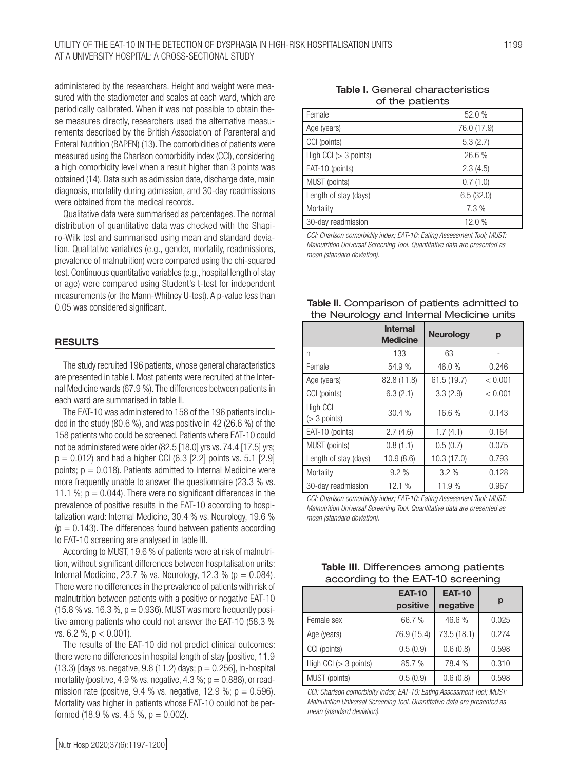administered by the researchers. Height and weight were measured with the stadiometer and scales at each ward, which are periodically calibrated. When it was not possible to obtain these measures directly, researchers used the alternative measurements described by the British Association of Parenteral and Enteral Nutrition (BAPEN) (13). The comorbidities of patients were measured using the Charlson comorbidity index (CCI), considering a high comorbidity level when a result higher than 3 points was obtained (14). Data such as admission date, discharge date, main diagnosis, mortality during admission, and 30-day readmissions were obtained from the medical records.

Qualitative data were summarised as percentages. The normal distribution of quantitative data was checked with the Shapiro-Wilk test and summarised using mean and standard deviation. Qualitative variables (e.g., gender, mortality, readmissions, prevalence of malnutrition) were compared using the chi-squared test. Continuous quantitative variables (e.g., hospital length of stay or age) were compared using Student's t-test for independent measurements (or the Mann-Whitney U-test). A p-value less than 0.05 was considered significant.

## RESULTS

The study recruited 196 patients, whose general characteristics are presented in table I. Most patients were recruited at the Internal Medicine wards (67.9 %). The differences between patients in each ward are summarised in table II.

The EAT-10 was administered to 158 of the 196 patients included in the study (80.6 %), and was positive in 42 (26.6 %) of the 158 patients who could be screened. Patients where EAT-10 could not be administered were older (82.5 [18.0] yrs vs. 74.4 [17.5] yrs; $p = 0.012$) and had a higher CCI (6.3 [2.2] points vs. 5.1 [2.9] points; $p = 0.018$). Patients admitted to Internal Medicine were more frequently unable to answer the questionnaire (23.3 % vs. 11.1 %; $p = 0.044$). There were no significant differences in the prevalence of positive results in the EAT-10 according to hospitalization ward: Internal Medicine, 30.4 % vs. Neurology, 19.6 % ($p = 0.143$). The differences found between patients according to EAT-10 screening are analysed in table III.

According to MUST, 19.6 % of patients were at risk of malnutrition, without significant differences between hospitalisation units: Internal Medicine, 23.7 % vs. Neurology, 12.3 % ($p = 0.084$). There were no differences in the prevalence of patients with risk of malnutrition between patients with a positive or negative EAT-10 (15.8 % vs. 16.3 %, $p = 0.936$). MUST was more frequently positive among patients who could not answer the EAT-10 (58.3 % vs. 6.2 %, $p < 0.001$).

The results of the EAT-10 did not predict clinical outcomes: there were no differences in hospital length of stay [positive, 11.9 (13.3) [days vs. negative, 9.8 (11.2) days; $p = 0.256$], in-hospital mortality (positive, 4.9 % vs. negative, 4.3 %; $p = 0.888$), or readmission rate (positive, 9.4 % vs. negative, 12.9 %; $p = 0.596$). Mortality was higher in patients whose EAT-10 could not be performed (18.9 % vs. 4.5 %, $p = 0.002$).

**Table I.** General characteristics of the patients

| | |
|---|---|
| Female | 52.0 % |
| Age (years) | 76.0 (17.9) |
| CCI (points) | 5.3 (2.7) |
| High CCI (> 3 points) | 26.6 % |
| EAT-10 (points) | 2.3 (4.5) |
| MUST (points) | 0.7 (1.0) |
| Length of stay (days) | 6.5 (32.0) |
| Mortality | 7.3 % |
| 30-day readmission | 12.0 % |

*CCI: Charlson comorbidity index; EAT-10: Eating Assessment Tool; MUST: Malnutrition Universal Screening Tool. Quantitative data are presented as mean (standard deviation).*

**Table II.** Comparison of patients admitted to the Neurology and Internal Medicine units

| | Internal Medicine | Neurology | p |
|---|---|---|---|
| n | 133 | 63 | - |
| Female | 54.9 % | 46.0 % | 0.246 |
| Age (years) | 82.8 (11.8) | 61.5 (19.7) | < 0.001 |
| CCI (points) | 6.3 (2.1) | 3.3 (2.9) | < 0.001 |
| High CCI (> 3 points) | 30.4 % | 16.6 % | 0.143 |
| EAT-10 (points) | 2.7 (4.6) | 1.7 (4.1) | 0.164 |
| MUST (points) | 0.8 (1.1) | 0.5 (0.7) | 0.075 |
| Length of stay (days) | 10.9 (8.6) | 10.3 (17.0) | 0.793 |
| Mortality | 9.2 % | 3.2 % | 0.128 |
| 30-day readmission | 12.1 % | 11.9 % | 0.967 |

*CCI: Charlson comorbidity index; EAT-10: Eating Assessment Tool; MUST: Malnutrition Universal Screening Tool. Quantitative data are presented as mean (standard deviation).*

**Table III.** Differences among patients according to the EAT-10 screening

| | EAT-10 positive | EAT-10 negative | p |
|---|---|---|---|
| Female sex | 66.7 % | 46.6 % | 0.025 |
| Age (years) | 76.9 (15.4) | 73.5 (18.1) | 0.274 |
| CCI (points) | 0.5 (0.9) | 0.6 (0.8) | 0.598 |
| High CCI (> 3 points) | 85.7 % | 78.4 % | 0.310 |
| MUST (points) | 0.5 (0.9) | 0.6 (0.8) | 0.598 |

*CCI: Charlson comorbidity index; EAT-10: Eating Assessment Tool; MUST: Malnutrition Universal Screening Tool. Quantitative data are presented as mean (standard deviation).*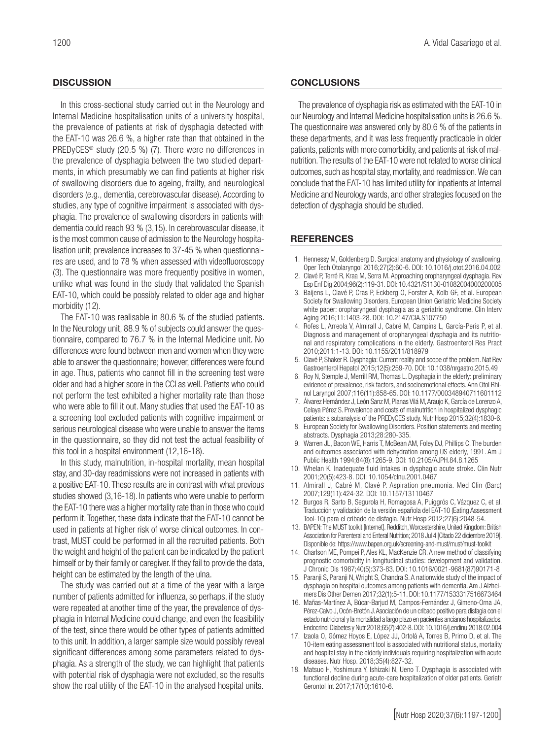## DISCUSSION

In this cross-sectional study carried out in the Neurology and Internal Medicine hospitalisation units of a university hospital, the prevalence of patients at risk of dysphagia detected with the EAT-10 was 26.6 %, a higher rate than that obtained in the PREDyCES® study (20.5 %) (7). There were no differences in the prevalence of dysphagia between the two studied departments, in which presumably we can find patients at higher risk of swallowing disorders due to ageing, frailty, and neurological disorders (e.g., dementia, cerebrovascular disease). According to studies, any type of cognitive impairment is associated with dysphagia. The prevalence of swallowing disorders in patients with dementia could reach 93 % (3,15). In cerebrovascular disease, it is the most common cause of admission to the Neurology hospitalisation unit; prevalence increases to 37-45 % when questionnaires are used, and to 78 % when assessed with videofluoroscopy (3). The questionnaire was more frequently positive in women, unlike what was found in the study that validated the Spanish EAT-10, which could be possibly related to older age and higher morbidity (12).

The EAT-10 was realisable in 80.6 % of the studied patients. In the Neurology unit, 88.9 % of subjects could answer the questionnaire, compared to 76.7 % in the Internal Medicine unit. No differences were found between men and women when they were able to answer the questionnaire; however, differences were found in age. Thus, patients who cannot fill in the screening test were older and had a higher score in the CCI as well. Patients who could not perform the test exhibited a higher mortality rate than those who were able to fill it out. Many studies that used the EAT-10 as a screening tool excluded patients with cognitive impairment or serious neurological disease who were unable to answer the items in the questionnaire, so they did not test the actual feasibility of this tool in a hospital environment (12,16-18).

In this study, malnutrition, in-hospital mortality, mean hospital stay, and 30-day readmissions were not increased in patients with a positive EAT-10. These results are in contrast with what previous studies showed (3,16-18). In patients who were unable to perform the EAT-10 there was a higher mortality rate than in those who could perform it. Together, these data indicate that the EAT-10 cannot be used in patients at higher risk of worse clinical outcomes. In contrast, MUST could be performed in all the recruited patients. Both the weight and height of the patient can be indicated by the patient himself or by their family or caregiver. If they fail to provide the data, height can be estimated by the length of the ulna.

The study was carried out at a time of the year with a large number of patients admitted for influenza, so perhaps, if the study were repeated at another time of the year, the prevalence of dysphagia in Internal Medicine could change, and even the feasibility of the test, since there would be other types of patients admitted to this unit. In addition, a larger sample size would possibly reveal significant differences among some parameters related to dysphagia. As a strength of the study, we can highlight that patients with potential risk of dysphagia were not excluded, so the results show the real utility of the EAT-10 in the analysed hospital units.

## CONCLUSIONS

The prevalence of dysphagia risk as estimated with the EAT-10 in our Neurology and Internal Medicine hospitalisation units is 26.6 %. The questionnaire was answered only by 80.6 % of the patients in these departments, and it was less frequently practicable in older patients, patients with more comorbidity, and patients at risk of malnutrition. The results of the EAT-10 were not related to worse clinical outcomes, such as hospital stay, mortality, and readmission. We can conclude that the EAT-10 has limited utility for inpatients at Internal Medicine and Neurology wards, and other strategies focused on the detection of dysphagia should be studied.

## REFERENCES

1. Hennessy M, Goldenberg D. Surgical anatomy and physiology of swallowing. Oper Tech Otolaryngol 2016;27(2):60-6. DOI: 10.1016/j.otot.2016.04.002
2. Clavé P, Terré R, Kraa M, Serra M. Approaching oropharyngeal dysphagia. Rev Esp Enf Dig 2004;96(2):119-31. DOI: 10.4321/S1130-01082004000200005
3. Baijens L, Clavé P, Cras P, Eckberg O, Forster A, Kolb GF, et al. European Society for Swallowing Disorders, European Union Geriatric Medicine Society white paper: oropharyngeal dysphagia as a geriatric syndrome. Clin Interv Aging 2016;11:1403-28. DOI: 10.2147/CIA.S107750
4. Rofes L, Arreola V, Almirall J, Cabré M, Campins L, García-Peris P, et al. Diagnosis and management of oropharyngeal dysphagia and its nutritional and respiratory complications in the elderly. Gastroenterol Res Pract 2010;2011:1-13. DOI: 10.1155/2011/818979
5. Clavé P, Shaker R. Dysphagia: Current reality and scope of the problem. Nat Rev Gastroenterol Hepatol 2015;12(5):259-70. DOI: 10.1038/nrgastro.2015.49
6. Roy N, Stemple J, Merrill RM, Thomas L. Dysphagia in the elderly: preliminary evidence of prevalence, risk factors, and socioemotional effects. Ann Otol Rhinol Laryngol 2007;116(11):858-65. DOI: 10.1177/000348940711601112
7. Álvarez Hernández J, León Sanz M, Planas Vilá M, Araujo K, García de Lorenzo A, Celaya Pérez S. Prevalence and costs of malnutrition in hospitalized dysphagic patients: a subanalysis of the PREDyCES study. Nutr Hosp 2015;32(4):1830-6.
8. European Society for Swallowing Disorders. Position statements and meeting abstracts. Dysphagia 2013;28:280-335.
9. Warren JL, Bacon WE, Harris T, McBean AM, Foley DJ, Phillips C. The burden and outcomes associated with dehydration among US elderly, 1991. Am J Public Health 1994;84(8):1265-9. DOI: 10.2105/AJPH.84.8.1265
10. Whelan K. Inadequate fluid intakes in dysphagic acute stroke. Clin Nutr 2001;20(5):423-8. DOI: 10.1054/clnu.2001.0467
11. Almirall J, Cabré M, Clavé P. Aspiration pneumonia. Med Clin (Barc) 2007;129(11):424-32. DOI: 10.1157/13110467
12. Burgos R, Sarto B, Segurola H, Romagosa A, Puiggrós C, Vázquez C, et al. Traducción y validación de la versión española del EAT-10 (Eating Assessment Tool-10) para el cribado de disfagia. Nutr Hosp 2012;27(6):2048-54.
13. BAPEN: The MUST toolkit [Internet]. Redditch, Worcestershire, United Kingdom: British Association for Parenteral and Enteral Nutrition; 2018 Jul 4 [Citado 22 diciembre 2019]. Disponible de: https://www.bapen.org.uk/screening-and-must/must/must-toolkit
14. Charlson ME, Pompei P, Ales KL, MacKenzie CR. A new method of classifying prognostic comorbidity in longitudinal studies: development and validation. J Chronic Dis 1987;40(5):373-83. DOI: 10.1016/0021-9681(87)90171-8
15. Paranji S, Paranji N, Wright S, Chandra S. A nationwide study of the impact of dysphagia on hospital outcomes among patients with dementia. Am J Alzheimers Dis Other Demen 2017;32(1):5-11. DOI: 10.1177/1533317516673464
16. Mañas-Martínez A, Búcar-Barjud M, Campos-Fernández J, Gimeno-Orna JA, Pérez-Calvo J, Ocón-Bretón J. Asociación de un cribado positivo para disfagia con el estado nutricional y la mortalidad a largo plazo en pacientes ancianos hospitalizados. Endocrinol Diabetes y Nutr 2018;65(7):402-8. DOI: 10.1016/j.endinu.2018.02.004
17. Izaola O, Gómez Hoyos E, López JJ, Ortolá A, Torres B, Primo D, et al. The 10-item eating assessment tool is associated with nutritional status, mortality and hospital stay in the elderly individuals requiring hospitalization with acute diseases. Nutr Hosp. 2018;35(4):827-32.
18. Matsuo H, Yoshimura Y, Ishizaki N, Ueno T. Dysphagia is associated with functional decline during acute-care hospitalization of older patients. Geriatr Gerontol Int 2017;17(10):1610-6.